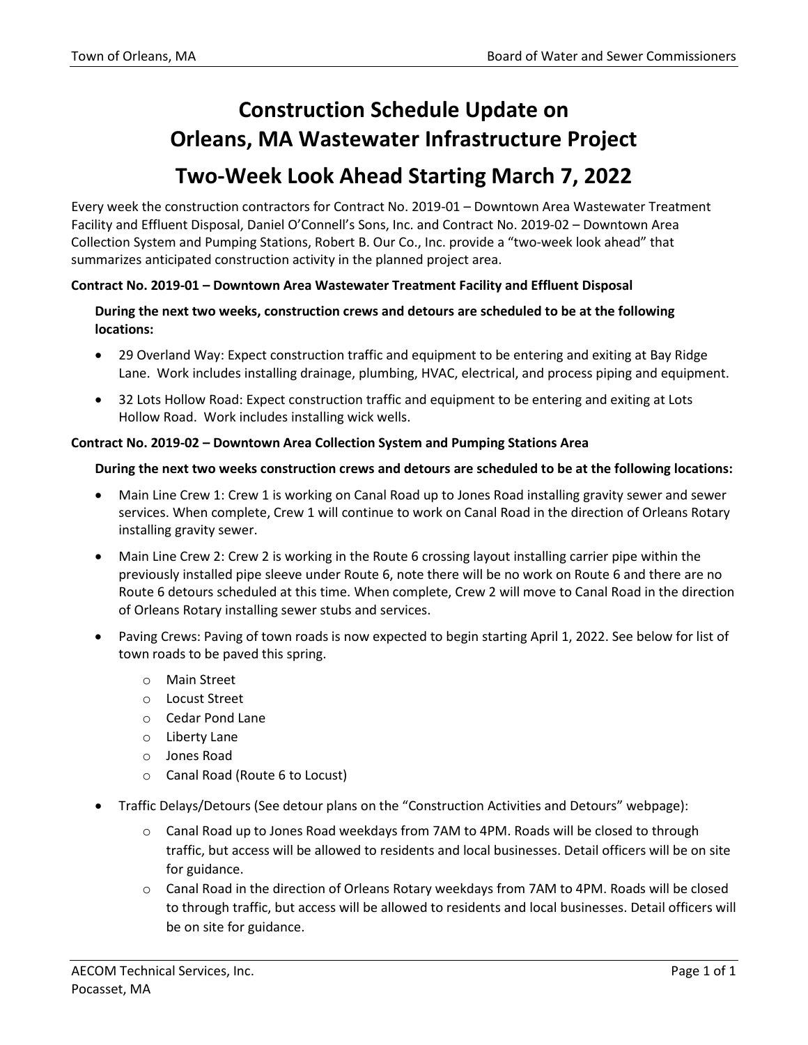# Construction Schedule Update on Orleans, MA Wastewater Infrastructure Project

## Two-Week Look Ahead Starting March 7, 2022

Every week the construction contractors for Contract No. 2019-01 – Downtown Area Wastewater Treatment Facility and Effluent Disposal, Daniel O'Connell's Sons, Inc. and Contract No. 2019-02 – Downtown Area Collection System and Pumping Stations, Robert B. Our Co., Inc. provide a "two-week look ahead" that summarizes anticipated construction activity in the planned project area.

**Contract No. 2019-01 – Downtown Area Wastewater Treatment Facility and Effluent Disposal**

**During the next two weeks, construction crews and detours are scheduled to be at the following locations:**

- 29 Overland Way: Expect construction traffic and equipment to be entering and exiting at Bay Ridge Lane. Work includes installing drainage, plumbing, HVAC, electrical, and process piping and equipment.
- 32 Lots Hollow Road: Expect construction traffic and equipment to be entering and exiting at Lots Hollow Road. Work includes installing wick wells.

**Contract No. 2019-02 – Downtown Area Collection System and Pumping Stations Area**

**During the next two weeks construction crews and detours are scheduled to be at the following locations:**

- Main Line Crew 1: Crew 1 is working on Canal Road up to Jones Road installing gravity sewer and sewer services. When complete, Crew 1 will continue to work on Canal Road in the direction of Orleans Rotary installing gravity sewer.
- Main Line Crew 2: Crew 2 is working in the Route 6 crossing layout installing carrier pipe within the previously installed pipe sleeve under Route 6, note there will be no work on Route 6 and there are no Route 6 detours scheduled at this time. When complete, Crew 2 will move to Canal Road in the direction of Orleans Rotary installing sewer stubs and services.
- Paving Crews: Paving of town roads is now expected to begin starting April 1, 2022. See below for list of town roads to be paved this spring.
  - Main Street
  - Locust Street
  - Cedar Pond Lane
  - Liberty Lane
  - Jones Road
  - Canal Road (Route 6 to Locust)
- Traffic Delays/Detours (See detour plans on the "Construction Activities and Detours" webpage):
  - Canal Road up to Jones Road weekdays from 7AM to 4PM. Roads will be closed to through traffic, but access will be allowed to residents and local businesses. Detail officers will be on site for guidance.
  - Canal Road in the direction of Orleans Rotary weekdays from 7AM to 4PM. Roads will be closed to through traffic, but access will be allowed to residents and local businesses. Detail officers will be on site for guidance.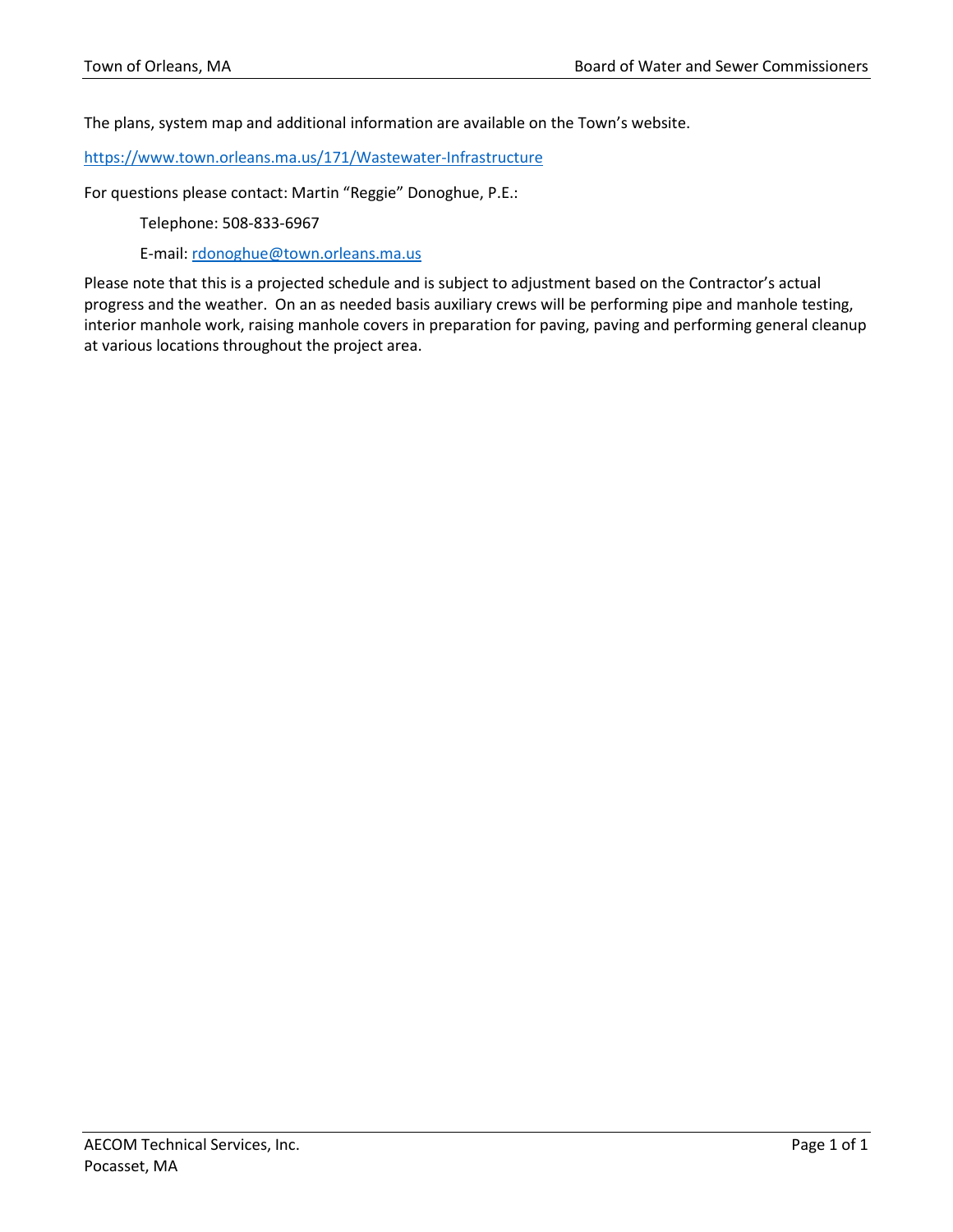The plans, system map and additional information are available on the Town's website.

https://www.town.orleans.ma.us/171/Wastewater-Infrastructure

For questions please contact: Martin "Reggie" Donoghue, P.E.:

Telephone: 508-833-6967

E-mail: rdonoghue@town.orleans.ma.us

Please note that this is a projected schedule and is subject to adjustment based on the Contractor's actual progress and the weather. On an as needed basis auxiliary crews will be performing pipe and manhole testing, interior manhole work, raising manhole covers in preparation for paving, paving and performing general cleanup at various locations throughout the project area.